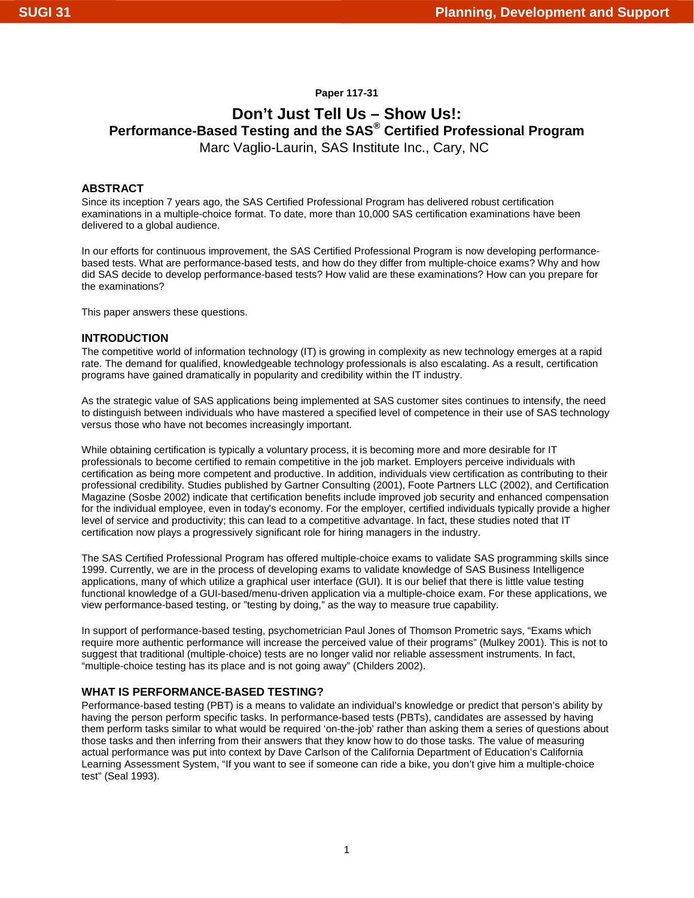Paper 117-31

# Don't Just Tell Us – Show Us!:
## Performance-Based Testing and the SAS® Certified Professional Program

Marc Vaglio-Laurin, SAS Institute Inc., Cary, NC

### ABSTRACT

Since its inception 7 years ago, the SAS Certified Professional Program has delivered robust certification examinations in a multiple-choice format. To date, more than 10,000 SAS certification examinations have been delivered to a global audience.

In our efforts for continuous improvement, the SAS Certified Professional Program is now developing performance-based tests. What are performance-based tests, and how do they differ from multiple-choice exams? Why and how did SAS decide to develop performance-based tests? How valid are these examinations? How can you prepare for the examinations?

This paper answers these questions.

### INTRODUCTION

The competitive world of information technology (IT) is growing in complexity as new technology emerges at a rapid rate. The demand for qualified, knowledgeable technology professionals is also escalating. As a result, certification programs have gained dramatically in popularity and credibility within the IT industry.

As the strategic value of SAS applications being implemented at SAS customer sites continues to intensify, the need to distinguish between individuals who have mastered a specified level of competence in their use of SAS technology versus those who have not becomes increasingly important.

While obtaining certification is typically a voluntary process, it is becoming more and more desirable for IT professionals to become certified to remain competitive in the job market. Employers perceive individuals with certification as being more competent and productive. In addition, individuals view certification as contributing to their professional credibility. Studies published by Gartner Consulting (2001), Foote Partners LLC (2002), and Certification Magazine (Sosbe 2002) indicate that certification benefits include improved job security and enhanced compensation for the individual employee, even in today's economy. For the employer, certified individuals typically provide a higher level of service and productivity; this can lead to a competitive advantage. In fact, these studies noted that IT certification now plays a progressively significant role for hiring managers in the industry.

The SAS Certified Professional Program has offered multiple-choice exams to validate SAS programming skills since 1999. Currently, we are in the process of developing exams to validate knowledge of SAS Business Intelligence applications, many of which utilize a graphical user interface (GUI). It is our belief that there is little value testing functional knowledge of a GUI-based/menu-driven application via a multiple-choice exam. For these applications, we view performance-based testing, or "testing by doing," as the way to measure true capability.

In support of performance-based testing, psychometrician Paul Jones of Thomson Prometric says, "Exams which require more authentic performance will increase the perceived value of their programs" (Mulkey 2001). This is not to suggest that traditional (multiple-choice) tests are no longer valid nor reliable assessment instruments. In fact, "multiple-choice testing has its place and is not going away" (Childers 2002).

### WHAT IS PERFORMANCE-BASED TESTING?

Performance-based testing (PBT) is a means to validate an individual's knowledge or predict that person's ability by having the person perform specific tasks. In performance-based tests (PBTs), candidates are assessed by having them perform tasks similar to what would be required 'on-the-job' rather than asking them a series of questions about those tasks and then inferring from their answers that they know how to do those tasks. The value of measuring actual performance was put into context by Dave Carlson of the California Department of Education's California Learning Assessment System, "If you want to see if someone can ride a bike, you don't give him a multiple-choice test" (Seal 1993).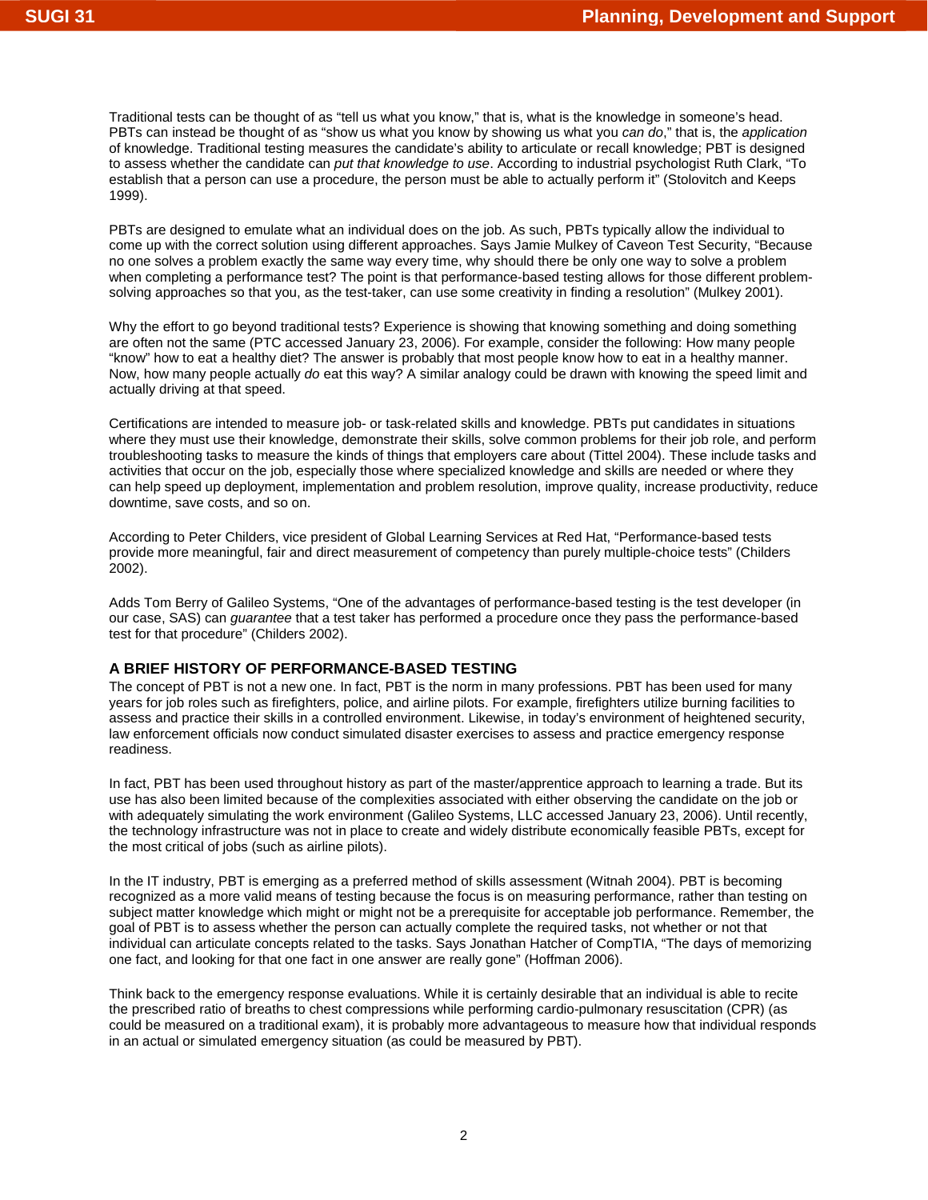Traditional tests can be thought of as “tell us what you know,” that is, what is the knowledge in someone’s head. PBTs can instead be thought of as “show us what you know by showing us what you *can do*,” that is, the *application* of knowledge. Traditional testing measures the candidate’s ability to articulate or recall knowledge; PBT is designed to assess whether the candidate can *put that knowledge to use*. According to industrial psychologist Ruth Clark, “To establish that a person can use a procedure, the person must be able to actually perform it” (Stolovitch and Keeps 1999).

PBTs are designed to emulate what an individual does on the job. As such, PBTs typically allow the individual to come up with the correct solution using different approaches. Says Jamie Mulkey of Caveon Test Security, “Because no one solves a problem exactly the same way every time, why should there be only one way to solve a problem when completing a performance test? The point is that performance-based testing allows for those different problem-solving approaches so that you, as the test-taker, can use some creativity in finding a resolution” (Mulkey 2001).

Why the effort to go beyond traditional tests? Experience is showing that knowing something and doing something are often not the same (PTC accessed January 23, 2006). For example, consider the following: How many people “know” how to eat a healthy diet? The answer is probably that most people know how to eat in a healthy manner. Now, how many people actually *do* eat this way? A similar analogy could be drawn with knowing the speed limit and actually driving at that speed.

Certifications are intended to measure job- or task-related skills and knowledge. PBTs put candidates in situations where they must use their knowledge, demonstrate their skills, solve common problems for their job role, and perform troubleshooting tasks to measure the kinds of things that employers care about (Tittel 2004). These include tasks and activities that occur on the job, especially those where specialized knowledge and skills are needed or where they can help speed up deployment, implementation and problem resolution, improve quality, increase productivity, reduce downtime, save costs, and so on.

According to Peter Childers, vice president of Global Learning Services at Red Hat, “Performance-based tests provide more meaningful, fair and direct measurement of competency than purely multiple-choice tests” (Childers 2002).

Adds Tom Berry of Galileo Systems, “One of the advantages of performance-based testing is the test developer (in our case, SAS) can *guarantee* that a test taker has performed a procedure once they pass the performance-based test for that procedure” (Childers 2002).

## A BRIEF HISTORY OF PERFORMANCE-BASED TESTING

The concept of PBT is not a new one. In fact, PBT is the norm in many professions. PBT has been used for many years for job roles such as firefighters, police, and airline pilots. For example, firefighters utilize burning facilities to assess and practice their skills in a controlled environment. Likewise, in today’s environment of heightened security, law enforcement officials now conduct simulated disaster exercises to assess and practice emergency response readiness.

In fact, PBT has been used throughout history as part of the master/apprentice approach to learning a trade. But its use has also been limited because of the complexities associated with either observing the candidate on the job or with adequately simulating the work environment (Galileo Systems, LLC accessed January 23, 2006). Until recently, the technology infrastructure was not in place to create and widely distribute economically feasible PBTs, except for the most critical of jobs (such as airline pilots).

In the IT industry, PBT is emerging as a preferred method of skills assessment (Witnah 2004). PBT is becoming recognized as a more valid means of testing because the focus is on measuring performance, rather than testing on subject matter knowledge which might or might not be a prerequisite for acceptable job performance. Remember, the goal of PBT is to assess whether the person can actually complete the required tasks, not whether or not that individual can articulate concepts related to the tasks. Says Jonathan Hatcher of CompTIA, “The days of memorizing one fact, and looking for that one fact in one answer are really gone” (Hoffman 2006).

Think back to the emergency response evaluations. While it is certainly desirable that an individual is able to recite the prescribed ratio of breaths to chest compressions while performing cardio-pulmonary resuscitation (CPR) (as could be measured on a traditional exam), it is probably more advantageous to measure how that individual responds in an actual or simulated emergency situation (as could be measured by PBT).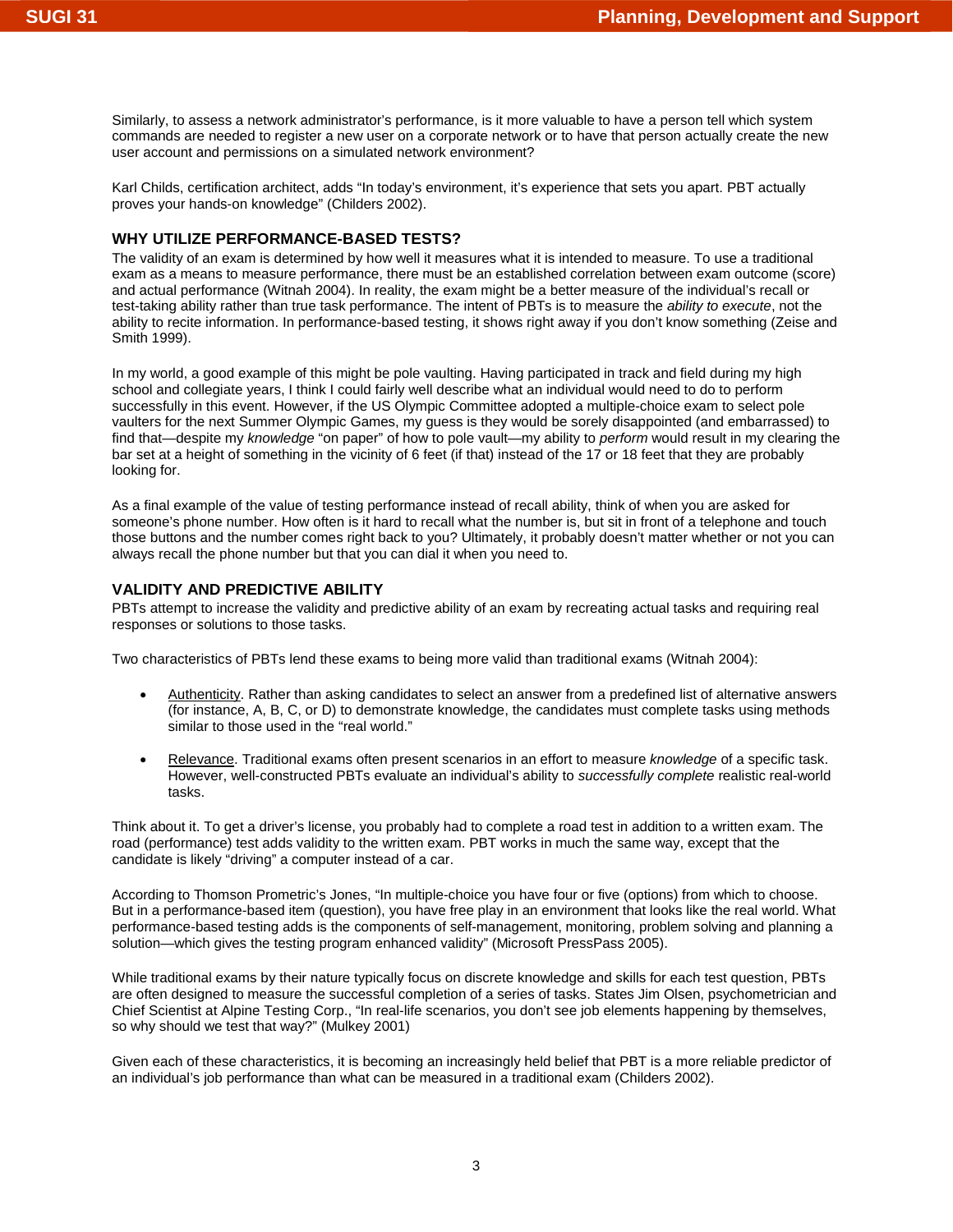Similarly, to assess a network administrator's performance, is it more valuable to have a person tell which system commands are needed to register a new user on a corporate network or to have that person actually create the new user account and permissions on a simulated network environment?

Karl Childs, certification architect, adds "In today's environment, it's experience that sets you apart. PBT actually proves your hands-on knowledge" (Childers 2002).

## WHY UTILIZE PERFORMANCE-BASED TESTS?

The validity of an exam is determined by how well it measures what it is intended to measure. To use a traditional exam as a means to measure performance, there must be an established correlation between exam outcome (score) and actual performance (Witnah 2004). In reality, the exam might be a better measure of the individual's recall or test-taking ability rather than true task performance. The intent of PBTs is to measure the *ability to execute*, not the ability to recite information. In performance-based testing, it shows right away if you don't know something (Zeise and Smith 1999).

In my world, a good example of this might be pole vaulting. Having participated in track and field during my high school and collegiate years, I think I could fairly well describe what an individual would need to do to perform successfully in this event. However, if the US Olympic Committee adopted a multiple-choice exam to select pole vaulters for the next Summer Olympic Games, my guess is they would be sorely disappointed (and embarrassed) to find that—despite my *knowledge* "on paper" of how to pole vault—my ability to *perform* would result in my clearing the bar set at a height of something in the vicinity of 6 feet (if that) instead of the 17 or 18 feet that they are probably looking for.

As a final example of the value of testing performance instead of recall ability, think of when you are asked for someone's phone number. How often is it hard to recall what the number is, but sit in front of a telephone and touch those buttons and the number comes right back to you? Ultimately, it probably doesn't matter whether or not you can always recall the phone number but that you can dial it when you need to.

## VALIDITY AND PREDICTIVE ABILITY

PBTs attempt to increase the validity and predictive ability of an exam by recreating actual tasks and requiring real responses or solutions to those tasks.

Two characteristics of PBTs lend these exams to being more valid than traditional exams (Witnah 2004):

- <u>Authenticity</u>. Rather than asking candidates to select an answer from a predefined list of alternative answers (for instance, A, B, C, or D) to demonstrate knowledge, the candidates must complete tasks using methods similar to those used in the "real world."

- <u>Relevance</u>. Traditional exams often present scenarios in an effort to measure *knowledge* of a specific task. However, well-constructed PBTs evaluate an individual's ability to *successfully complete* realistic real-world tasks.

Think about it. To get a driver's license, you probably had to complete a road test in addition to a written exam. The road (performance) test adds validity to the written exam. PBT works in much the same way, except that the candidate is likely "driving" a computer instead of a car.

According to Thomson Prometric's Jones, "In multiple-choice you have four or five (options) from which to choose. But in a performance-based item (question), you have free play in an environment that looks like the real world. What performance-based testing adds is the components of self-management, monitoring, problem solving and planning a solution—which gives the testing program enhanced validity" (Microsoft PressPass 2005).

While traditional exams by their nature typically focus on discrete knowledge and skills for each test question, PBTs are often designed to measure the successful completion of a series of tasks. States Jim Olsen, psychometrician and Chief Scientist at Alpine Testing Corp., "In real-life scenarios, you don't see job elements happening by themselves, so why should we test that way?" (Mulkey 2001)

Given each of these characteristics, it is becoming an increasingly held belief that PBT is a more reliable predictor of an individual's job performance than what can be measured in a traditional exam (Childers 2002).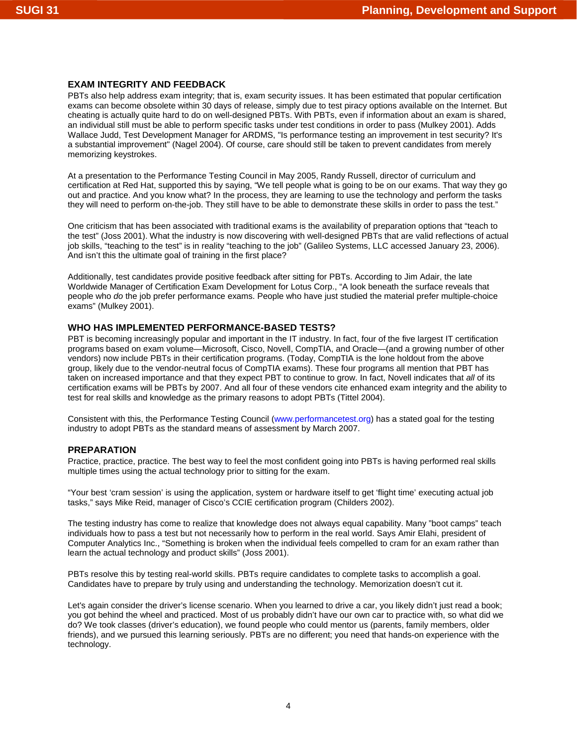## EXAM INTEGRITY AND FEEDBACK

PBTs also help address exam integrity; that is, exam security issues. It has been estimated that popular certification exams can become obsolete within 30 days of release, simply due to test piracy options available on the Internet. But cheating is actually quite hard to do on well-designed PBTs. With PBTs, even if information about an exam is shared, an individual still must be able to perform specific tasks under test conditions in order to pass (Mulkey 2001). Adds Wallace Judd, Test Development Manager for ARDMS, "Is performance testing an improvement in test security? It's a substantial improvement" (Nagel 2004). Of course, care should still be taken to prevent candidates from merely memorizing keystrokes.

At a presentation to the Performance Testing Council in May 2005, Randy Russell, director of curriculum and certification at Red Hat, supported this by saying, "We tell people what is going to be on our exams. That way they go out and practice. And you know what? In the process, they are learning to use the technology and perform the tasks they will need to perform on-the-job. They still have to be able to demonstrate these skills in order to pass the test."

One criticism that has been associated with traditional exams is the availability of preparation options that "teach to the test" (Joss 2001). What the industry is now discovering with well-designed PBTs that are valid reflections of actual job skills, "teaching to the test" is in reality "teaching to the job" (Galileo Systems, LLC accessed January 23, 2006). And isn't this the ultimate goal of training in the first place?

Additionally, test candidates provide positive feedback after sitting for PBTs. According to Jim Adair, the late Worldwide Manager of Certification Exam Development for Lotus Corp., "A look beneath the surface reveals that people who *do* the job prefer performance exams. People who have just studied the material prefer multiple-choice exams" (Mulkey 2001).

## WHO HAS IMPLEMENTED PERFORMANCE-BASED TESTS?

PBT is becoming increasingly popular and important in the IT industry. In fact, four of the five largest IT certification programs based on exam volume—Microsoft, Cisco, Novell, CompTIA, and Oracle—(and a growing number of other vendors) now include PBTs in their certification programs. (Today, CompTIA is the lone holdout from the above group, likely due to the vendor-neutral focus of CompTIA exams). These four programs all mention that PBT has taken on increased importance and that they expect PBT to continue to grow. In fact, Novell indicates that *all* of its certification exams will be PBTs by 2007. And all four of these vendors cite enhanced exam integrity and the ability to test for real skills and knowledge as the primary reasons to adopt PBTs (Tittel 2004).

Consistent with this, the Performance Testing Council (www.performancetest.org) has a stated goal for the testing industry to adopt PBTs as the standard means of assessment by March 2007.

## PREPARATION

Practice, practice, practice. The best way to feel the most confident going into PBTs is having performed real skills multiple times using the actual technology prior to sitting for the exam.

"Your best 'cram session' is using the application, system or hardware itself to get 'flight time' executing actual job tasks," says Mike Reid, manager of Cisco's CCIE certification program (Childers 2002).

The testing industry has come to realize that knowledge does not always equal capability. Many "boot camps" teach individuals how to pass a test but not necessarily how to perform in the real world. Says Amir Elahi, president of Computer Analytics Inc., "Something is broken when the individual feels compelled to cram for an exam rather than learn the actual technology and product skills" (Joss 2001).

PBTs resolve this by testing real-world skills. PBTs require candidates to complete tasks to accomplish a goal. Candidates have to prepare by truly using and understanding the technology. Memorization doesn't cut it.

Let's again consider the driver's license scenario. When you learned to drive a car, you likely didn't just read a book; you got behind the wheel and practiced. Most of us probably didn't have our own car to practice with, so what did we do? We took classes (driver's education), we found people who could mentor us (parents, family members, older friends), and we pursued this learning seriously. PBTs are no different; you need that hands-on experience with the technology.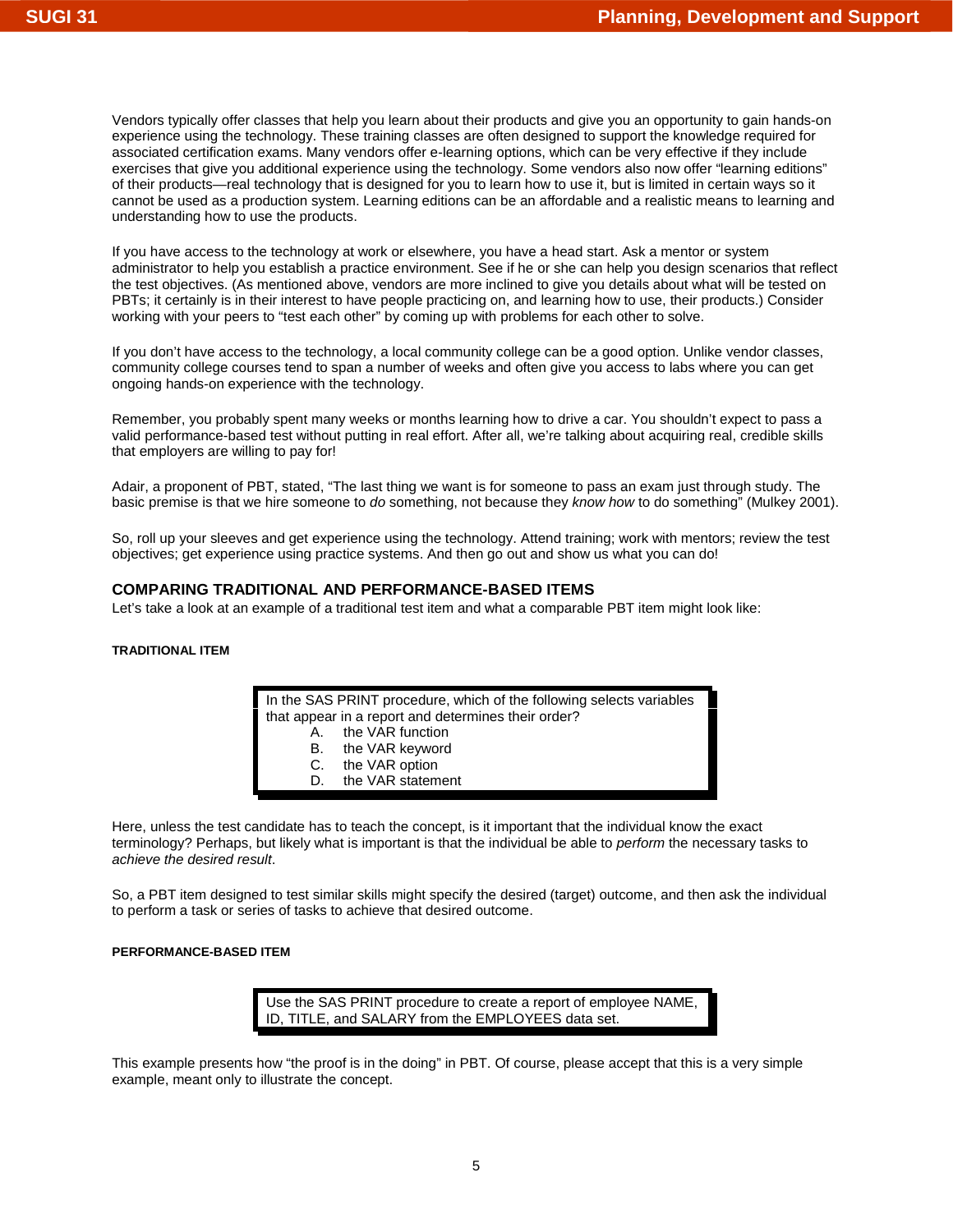Vendors typically offer classes that help you learn about their products and give you an opportunity to gain hands-on experience using the technology. These training classes are often designed to support the knowledge required for associated certification exams. Many vendors offer e-learning options, which can be very effective if they include exercises that give you additional experience using the technology. Some vendors also now offer "learning editions" of their products—real technology that is designed for you to learn how to use it, but is limited in certain ways so it cannot be used as a production system. Learning editions can be an affordable and a realistic means to learning and understanding how to use the products.

If you have access to the technology at work or elsewhere, you have a head start. Ask a mentor or system administrator to help you establish a practice environment. See if he or she can help you design scenarios that reflect the test objectives. (As mentioned above, vendors are more inclined to give you details about what will be tested on PBTs; it certainly is in their interest to have people practicing on, and learning how to use, their products.) Consider working with your peers to "test each other" by coming up with problems for each other to solve.

If you don't have access to the technology, a local community college can be a good option. Unlike vendor classes, community college courses tend to span a number of weeks and often give you access to labs where you can get ongoing hands-on experience with the technology.

Remember, you probably spent many weeks or months learning how to drive a car. You shouldn't expect to pass a valid performance-based test without putting in real effort. After all, we're talking about acquiring real, credible skills that employers are willing to pay for!

Adair, a proponent of PBT, stated, "The last thing we want is for someone to pass an exam just through study. The basic premise is that we hire someone to *do* something, not because they *know how* to do something" (Mulkey 2001).

So, roll up your sleeves and get experience using the technology. Attend training; work with mentors; review the test objectives; get experience using practice systems. And then go out and show us what you can do!

## COMPARING TRADITIONAL AND PERFORMANCE-BASED ITEMS

Let's take a look at an example of a traditional test item and what a comparable PBT item might look like:

#### TRADITIONAL ITEM

> In the SAS PRINT procedure, which of the following selects variables that appear in a report and determines their order?
>
> A. the VAR function
> B. the VAR keyword
> C. the VAR option
> D. the VAR statement

Here, unless the test candidate has to teach the concept, is it important that the individual know the exact terminology? Perhaps, but likely what is important is that the individual be able to *perform* the necessary tasks to *achieve the desired result*.

So, a PBT item designed to test similar skills might specify the desired (target) outcome, and then ask the individual to perform a task or series of tasks to achieve that desired outcome.

#### PERFORMANCE-BASED ITEM

> Use the SAS PRINT procedure to create a report of employee NAME, ID, TITLE, and SALARY from the EMPLOYEES data set.

This example presents how "the proof is in the doing" in PBT. Of course, please accept that this is a very simple example, meant only to illustrate the concept.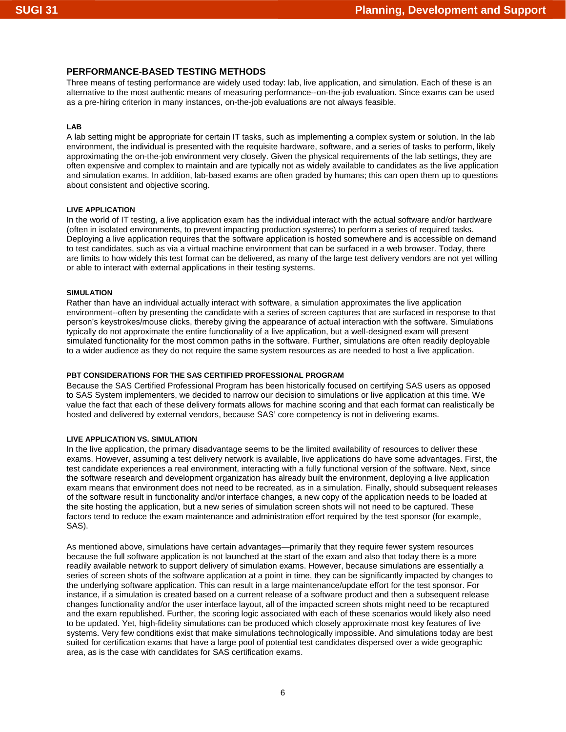## PERFORMANCE-BASED TESTING METHODS

Three means of testing performance are widely used today: lab, live application, and simulation. Each of these is an alternative to the most authentic means of measuring performance--on-the-job evaluation. Since exams can be used as a pre-hiring criterion in many instances, on-the-job evaluations are not always feasible.

#### LAB

A lab setting might be appropriate for certain IT tasks, such as implementing a complex system or solution. In the lab environment, the individual is presented with the requisite hardware, software, and a series of tasks to perform, likely approximating the on-the-job environment very closely. Given the physical requirements of the lab settings, they are often expensive and complex to maintain and are typically not as widely available to candidates as the live application and simulation exams. In addition, lab-based exams are often graded by humans; this can open them up to questions about consistent and objective scoring.

#### LIVE APPLICATION

In the world of IT testing, a live application exam has the individual interact with the actual software and/or hardware (often in isolated environments, to prevent impacting production systems) to perform a series of required tasks. Deploying a live application requires that the software application is hosted somewhere and is accessible on demand to test candidates, such as via a virtual machine environment that can be surfaced in a web browser. Today, there are limits to how widely this test format can be delivered, as many of the large test delivery vendors are not yet willing or able to interact with external applications in their testing systems.

#### SIMULATION

Rather than have an individual actually interact with software, a simulation approximates the live application environment--often by presenting the candidate with a series of screen captures that are surfaced in response to that person's keystrokes/mouse clicks, thereby giving the appearance of actual interaction with the software. Simulations typically do not approximate the entire functionality of a live application, but a well-designed exam will present simulated functionality for the most common paths in the software. Further, simulations are often readily deployable to a wider audience as they do not require the same system resources as are needed to host a live application.

#### PBT CONSIDERATIONS FOR THE SAS CERTIFIED PROFESSIONAL PROGRAM

Because the SAS Certified Professional Program has been historically focused on certifying SAS users as opposed to SAS System implementers, we decided to narrow our decision to simulations or live application at this time. We value the fact that each of these delivery formats allows for machine scoring and that each format can realistically be hosted and delivered by external vendors, because SAS' core competency is not in delivering exams.

#### LIVE APPLICATION VS. SIMULATION

In the live application, the primary disadvantage seems to be the limited availability of resources to deliver these exams. However, assuming a test delivery network is available, live applications do have some advantages. First, the test candidate experiences a real environment, interacting with a fully functional version of the software. Next, since the software research and development organization has already built the environment, deploying a live application exam means that environment does not need to be recreated, as in a simulation. Finally, should subsequent releases of the software result in functionality and/or interface changes, a new copy of the application needs to be loaded at the site hosting the application, but a new series of simulation screen shots will not need to be captured. These factors tend to reduce the exam maintenance and administration effort required by the test sponsor (for example, SAS).

As mentioned above, simulations have certain advantages—primarily that they require fewer system resources because the full software application is not launched at the start of the exam and also that today there is a more readily available network to support delivery of simulation exams. However, because simulations are essentially a series of screen shots of the software application at a point in time, they can be significantly impacted by changes to the underlying software application. This can result in a large maintenance/update effort for the test sponsor. For instance, if a simulation is created based on a current release of a software product and then a subsequent release changes functionality and/or the user interface layout, all of the impacted screen shots might need to be recaptured and the exam republished. Further, the scoring logic associated with each of these scenarios would likely also need to be updated. Yet, high-fidelity simulations can be produced which closely approximate most key features of live systems. Very few conditions exist that make simulations technologically impossible. And simulations today are best suited for certification exams that have a large pool of potential test candidates dispersed over a wide geographic area, as is the case with candidates for SAS certification exams.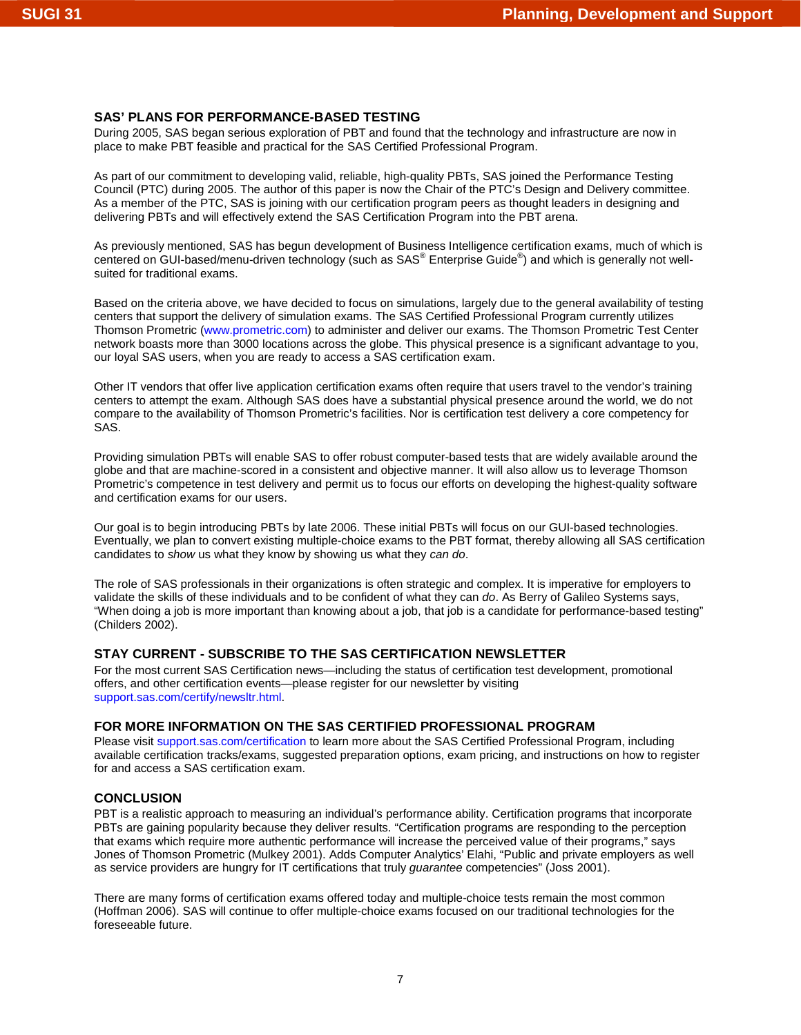## SAS' PLANS FOR PERFORMANCE-BASED TESTING

During 2005, SAS began serious exploration of PBT and found that the technology and infrastructure are now in place to make PBT feasible and practical for the SAS Certified Professional Program.

As part of our commitment to developing valid, reliable, high-quality PBTs, SAS joined the Performance Testing Council (PTC) during 2005. The author of this paper is now the Chair of the PTC's Design and Delivery committee. As a member of the PTC, SAS is joining with our certification program peers as thought leaders in designing and delivering PBTs and will effectively extend the SAS Certification Program into the PBT arena.

As previously mentioned, SAS has begun development of Business Intelligence certification exams, much of which is centered on GUI-based/menu-driven technology (such as SAS® Enterprise Guide®) and which is generally not well-suited for traditional exams.

Based on the criteria above, we have decided to focus on simulations, largely due to the general availability of testing centers that support the delivery of simulation exams. The SAS Certified Professional Program currently utilizes Thomson Prometric (www.prometric.com) to administer and deliver our exams. The Thomson Prometric Test Center network boasts more than 3000 locations across the globe. This physical presence is a significant advantage to you, our loyal SAS users, when you are ready to access a SAS certification exam.

Other IT vendors that offer live application certification exams often require that users travel to the vendor's training centers to attempt the exam. Although SAS does have a substantial physical presence around the world, we do not compare to the availability of Thomson Prometric's facilities. Nor is certification test delivery a core competency for SAS.

Providing simulation PBTs will enable SAS to offer robust computer-based tests that are widely available around the globe and that are machine-scored in a consistent and objective manner. It will also allow us to leverage Thomson Prometric's competence in test delivery and permit us to focus our efforts on developing the highest-quality software and certification exams for our users.

Our goal is to begin introducing PBTs by late 2006. These initial PBTs will focus on our GUI-based technologies. Eventually, we plan to convert existing multiple-choice exams to the PBT format, thereby allowing all SAS certification candidates to *show* us what they know by showing us what they *can do*.

The role of SAS professionals in their organizations is often strategic and complex. It is imperative for employers to validate the skills of these individuals and to be confident of what they can *do*. As Berry of Galileo Systems says, "When doing a job is more important than knowing about a job, that job is a candidate for performance-based testing" (Childers 2002).

## STAY CURRENT - SUBSCRIBE TO THE SAS CERTIFICATION NEWSLETTER

For the most current SAS Certification news—including the status of certification test development, promotional offers, and other certification events—please register for our newsletter by visiting support.sas.com/certify/newsltr.html.

## FOR MORE INFORMATION ON THE SAS CERTIFIED PROFESSIONAL PROGRAM

Please visit support.sas.com/certification to learn more about the SAS Certified Professional Program, including available certification tracks/exams, suggested preparation options, exam pricing, and instructions on how to register for and access a SAS certification exam.

## CONCLUSION

PBT is a realistic approach to measuring an individual's performance ability. Certification programs that incorporate PBTs are gaining popularity because they deliver results. "Certification programs are responding to the perception that exams which require more authentic performance will increase the perceived value of their programs," says Jones of Thomson Prometric (Mulkey 2001). Adds Computer Analytics' Elahi, "Public and private employers as well as service providers are hungry for IT certifications that truly *guarantee* competencies" (Joss 2001).

There are many forms of certification exams offered today and multiple-choice tests remain the most common (Hoffman 2006). SAS will continue to offer multiple-choice exams focused on our traditional technologies for the foreseeable future.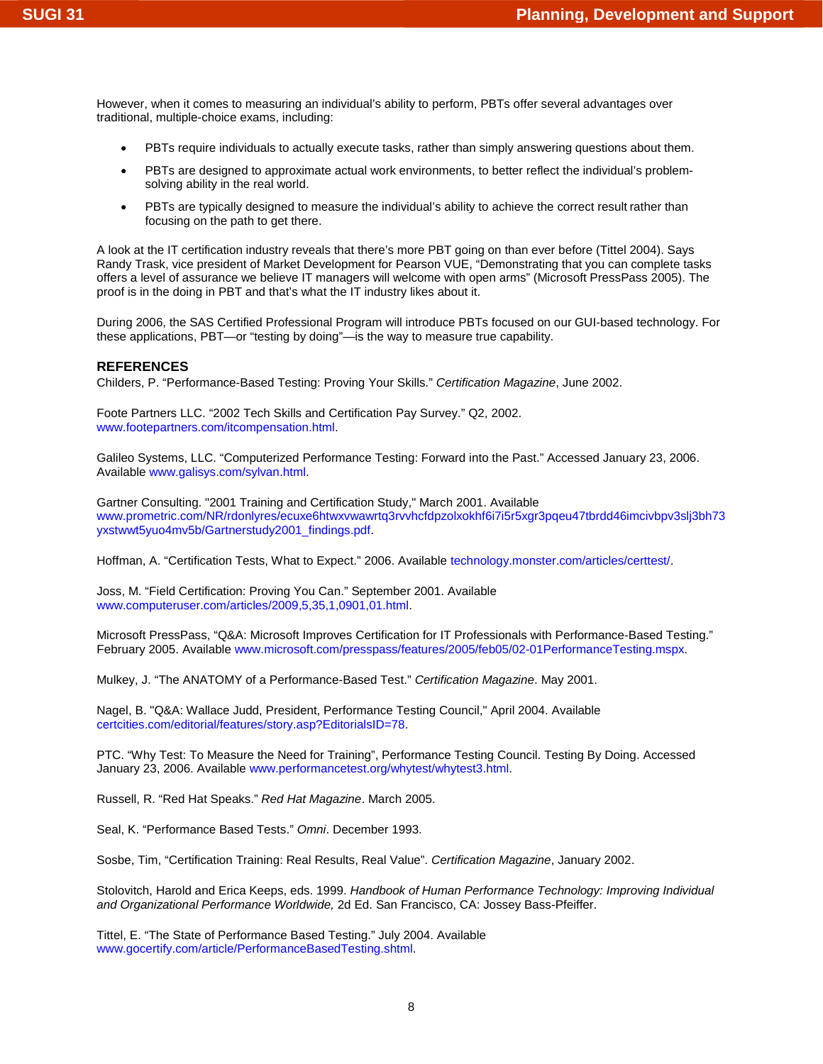However, when it comes to measuring an individual's ability to perform, PBTs offer several advantages over traditional, multiple-choice exams, including:

- PBTs require individuals to actually execute tasks, rather than simply answering questions about them.
- PBTs are designed to approximate actual work environments, to better reflect the individual's problem-solving ability in the real world.
- PBTs are typically designed to measure the individual's ability to achieve the correct result rather than focusing on the path to get there.

A look at the IT certification industry reveals that there's more PBT going on than ever before (Tittel 2004). Says Randy Trask, vice president of Market Development for Pearson VUE, "Demonstrating that you can complete tasks offers a level of assurance we believe IT managers will welcome with open arms" (Microsoft PressPass 2005). The proof is in the doing in PBT and that's what the IT industry likes about it.

During 2006, the SAS Certified Professional Program will introduce PBTs focused on our GUI-based technology. For these applications, PBT—or "testing by doing"—is the way to measure true capability.

## REFERENCES

Childers, P. "Performance-Based Testing: Proving Your Skills." *Certification Magazine*, June 2002.

Foote Partners LLC. "2002 Tech Skills and Certification Pay Survey." Q2, 2002. www.footepartners.com/itcompensation.html.

Galileo Systems, LLC. "Computerized Performance Testing: Forward into the Past." Accessed January 23, 2006. Available www.galisys.com/sylvan.html.

Gartner Consulting. "2001 Training and Certification Study," March 2001. Available www.prometric.com/NR/rdonlyres/ecuxe6htwxvwawrtq3rvvhcfdpzolxokhf6i7i5r5xgr3pqeu47tbrdd46imcivbpv3slj3bh73yxstwwt5yuo4mv5b/Gartnerstudy2001_findings.pdf.

Hoffman, A. "Certification Tests, What to Expect." 2006. Available technology.monster.com/articles/certtest/.

Joss, M. "Field Certification: Proving You Can." September 2001. Available www.computeruser.com/articles/2009,5,35,1,0901,01.html.

Microsoft PressPass, "Q&A: Microsoft Improves Certification for IT Professionals with Performance-Based Testing." February 2005. Available www.microsoft.com/presspass/features/2005/feb05/02-01PerformanceTesting.mspx.

Mulkey, J. "The ANATOMY of a Performance-Based Test." *Certification Magazine*. May 2001.

Nagel, B. "Q&A: Wallace Judd, President, Performance Testing Council," April 2004. Available certcities.com/editorial/features/story.asp?EditorialsID=78.

PTC. "Why Test: To Measure the Need for Training", Performance Testing Council. Testing By Doing. Accessed January 23, 2006. Available www.performancetest.org/whytest/whytest3.html.

Russell, R. "Red Hat Speaks." *Red Hat Magazine*. March 2005.

Seal, K. "Performance Based Tests." *Omni*. December 1993.

Sosbe, Tim, "Certification Training: Real Results, Real Value". *Certification Magazine*, January 2002.

Stolovitch, Harold and Erica Keeps, eds. 1999. *Handbook of Human Performance Technology: Improving Individual and Organizational Performance Worldwide,* 2d Ed. San Francisco, CA: Jossey Bass-Pfeiffer.

Tittel, E. "The State of Performance Based Testing." July 2004. Available www.gocertify.com/article/PerformanceBasedTesting.shtml.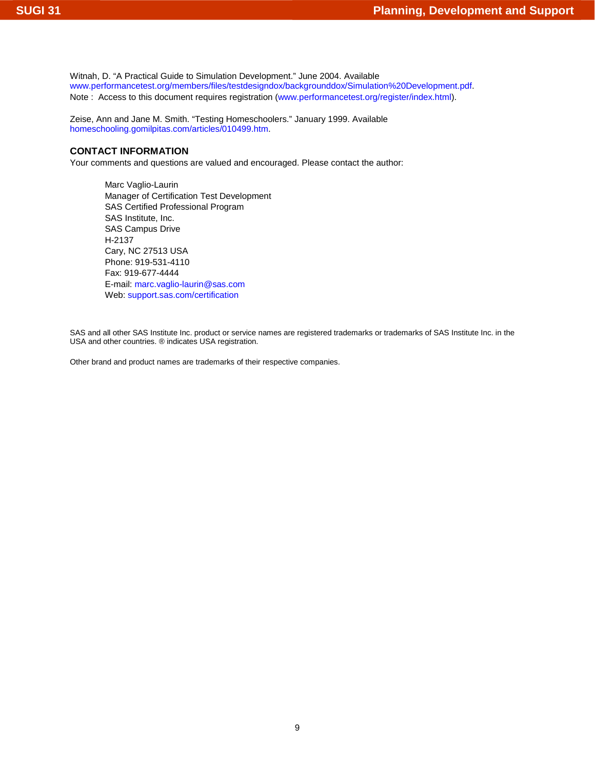Witnah, D. "A Practical Guide to Simulation Development." June 2004. Available www.performancetest.org/members/files/testdesigndox/backgrounddox/Simulation%20Development.pdf.
Note : Access to this document requires registration (www.performancetest.org/register/index.html).

Zeise, Ann and Jane M. Smith. "Testing Homeschoolers." January 1999. Available homeschooling.gomilpitas.com/articles/010499.htm.

## CONTACT INFORMATION

Your comments and questions are valued and encouraged. Please contact the author:

> Marc Vaglio-Laurin
> Manager of Certification Test Development
> SAS Certified Professional Program
> SAS Institute, Inc.
> SAS Campus Drive
> H-2137
> Cary, NC 27513 USA
> Phone: 919-531-4110
> Fax: 919-677-4444
> E-mail: marc.vaglio-laurin@sas.com
> Web: support.sas.com/certification

SAS and all other SAS Institute Inc. product or service names are registered trademarks or trademarks of SAS Institute Inc. in the USA and other countries. ® indicates USA registration.

Other brand and product names are trademarks of their respective companies.